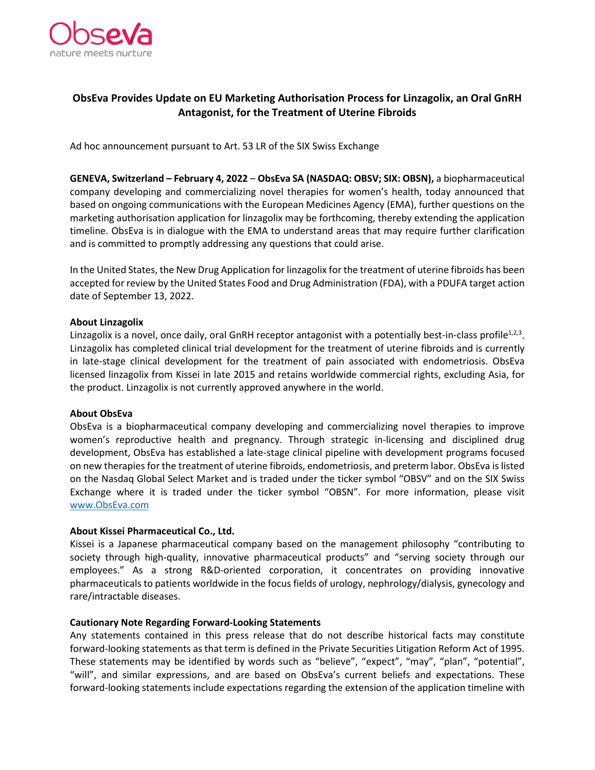# ObsEva Provides Update on EU Marketing Authorisation Process for Linzagolix, an Oral GnRH Antagonist, for the Treatment of Uterine Fibroids

Ad hoc announcement pursuant to Art. 53 LR of the SIX Swiss Exchange

**GENEVA, Switzerland – February 4, 2022** – **ObsEva SA (NASDAQ: OBSV; SIX: OBSN),** a biopharmaceutical company developing and commercializing novel therapies for women's health, today announced that based on ongoing communications with the European Medicines Agency (EMA), further questions on the marketing authorisation application for linzagolix may be forthcoming, thereby extending the application timeline. ObsEva is in dialogue with the EMA to understand areas that may require further clarification and is committed to promptly addressing any questions that could arise.

In the United States, the New Drug Application for linzagolix for the treatment of uterine fibroids has been accepted for review by the United States Food and Drug Administration (FDA), with a PDUFA target action date of September 13, 2022.

**About Linzagolix**

Linzagolix is a novel, once daily, oral GnRH receptor antagonist with a potentially best-in-class profile[1,2,3]. Linzagolix has completed clinical trial development for the treatment of uterine fibroids and is currently in late-stage clinical development for the treatment of pain associated with endometriosis. ObsEva licensed linzagolix from Kissei in late 2015 and retains worldwide commercial rights, excluding Asia, for the product. Linzagolix is not currently approved anywhere in the world.

**About ObsEva**

ObsEva is a biopharmaceutical company developing and commercializing novel therapies to improve women's reproductive health and pregnancy. Through strategic in-licensing and disciplined drug development, ObsEva has established a late-stage clinical pipeline with development programs focused on new therapies for the treatment of uterine fibroids, endometriosis, and preterm labor. ObsEva is listed on the Nasdaq Global Select Market and is traded under the ticker symbol "OBSV" and on the SIX Swiss Exchange where it is traded under the ticker symbol "OBSN". For more information, please visit www.ObsEva.com

**About Kissei Pharmaceutical Co., Ltd.**

Kissei is a Japanese pharmaceutical company based on the management philosophy "contributing to society through high-quality, innovative pharmaceutical products" and "serving society through our employees." As a strong R&D-oriented corporation, it concentrates on providing innovative pharmaceuticals to patients worldwide in the focus fields of urology, nephrology/dialysis, gynecology and rare/intractable diseases.

**Cautionary Note Regarding Forward-Looking Statements**

Any statements contained in this press release that do not describe historical facts may constitute forward-looking statements as that term is defined in the Private Securities Litigation Reform Act of 1995. These statements may be identified by words such as "believe", "expect", "may", "plan", "potential", "will", and similar expressions, and are based on ObsEva's current beliefs and expectations. These forward-looking statements include expectations regarding the extension of the application timeline with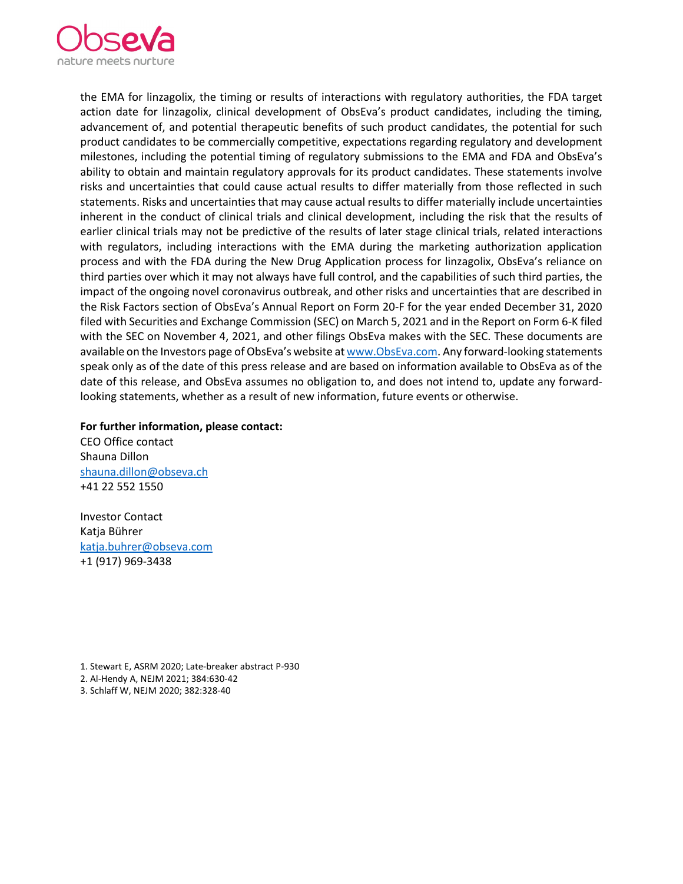the EMA for linzagolix, the timing or results of interactions with regulatory authorities, the FDA target action date for linzagolix, clinical development of ObsEva's product candidates, including the timing, advancement of, and potential therapeutic benefits of such product candidates, the potential for such product candidates to be commercially competitive, expectations regarding regulatory and development milestones, including the potential timing of regulatory submissions to the EMA and FDA and ObsEva's ability to obtain and maintain regulatory approvals for its product candidates. These statements involve risks and uncertainties that could cause actual results to differ materially from those reflected in such statements. Risks and uncertainties that may cause actual results to differ materially include uncertainties inherent in the conduct of clinical trials and clinical development, including the risk that the results of earlier clinical trials may not be predictive of the results of later stage clinical trials, related interactions with regulators, including interactions with the EMA during the marketing authorization application process and with the FDA during the New Drug Application process for linzagolix, ObsEva's reliance on third parties over which it may not always have full control, and the capabilities of such third parties, the impact of the ongoing novel coronavirus outbreak, and other risks and uncertainties that are described in the Risk Factors section of ObsEva's Annual Report on Form 20-F for the year ended December 31, 2020 filed with Securities and Exchange Commission (SEC) on March 5, 2021 and in the Report on Form 6-K filed with the SEC on November 4, 2021, and other filings ObsEva makes with the SEC. These documents are available on the Investors page of ObsEva's website at www.ObsEva.com. Any forward-looking statements speak only as of the date of this press release and are based on information available to ObsEva as of the date of this release, and ObsEva assumes no obligation to, and does not intend to, update any forward-looking statements, whether as a result of new information, future events or otherwise.

**For further information, please contact:**

CEO Office contact
Shauna Dillon
shauna.dillon@obseva.ch
+41 22 552 1550

Investor Contact
Katja Bührer
katja.buhrer@obseva.com
+1 (917) 969-3438

1. Stewart E, ASRM 2020; Late-breaker abstract P-930
2. Al-Hendy A, NEJM 2021; 384:630-42
3. Schlaff W, NEJM 2020; 382:328-40